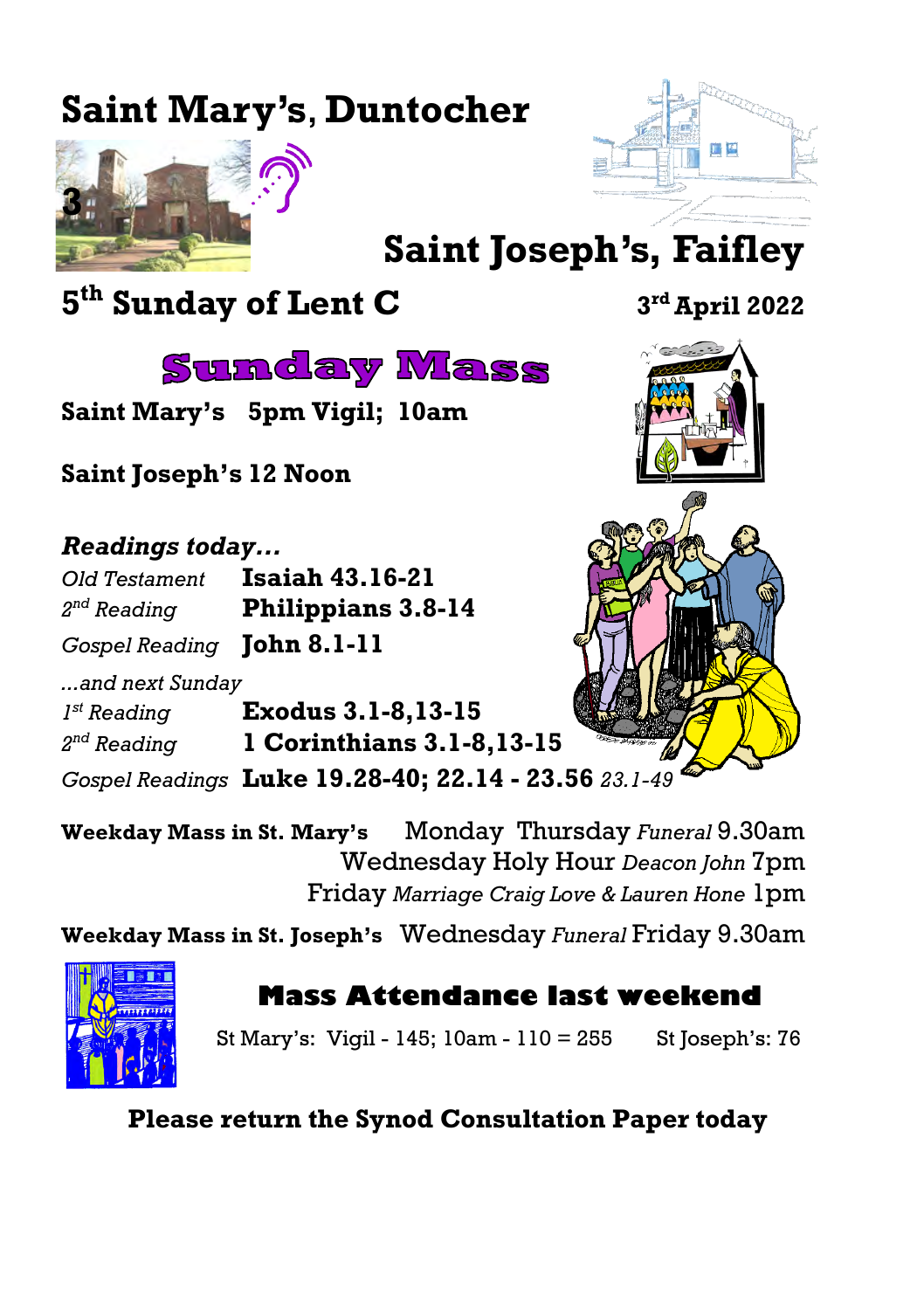# Saint Mary's, Duntocher

3

# Saint Joseph's, Faifley

## 5th Sunday of Lent C

**3rd April 2022**

## Sunday Mass

**Saint Mary's 5pm Vigil; 10am**

**Saint Joseph's 12 Noon**

***Readings today...***

| | |
|---|---|
| *Old Testament* | **Isaiah 43.16-21** |
| *2nd Reading* | **Philippians 3.8-14** |
| *Gospel Reading* | **John 8.1-11** |

*...and next Sunday*

| | |
|---|---|
| *1st Reading* | **Exodus 3.1-8,13-15** |
| *2nd Reading* | **1 Corinthians 3.1-8,13-15** |
| *Gospel Readings* | **Luke 19.28-40; 22.14 - 23.56** *23.1-49* |

**Weekday Mass in St. Mary's** Monday Thursday *Funeral* 9.30am
Wednesday Holy Hour *Deacon John* 7pm
Friday *Marriage Craig Love & Lauren Hone* 1pm

**Weekday Mass in St. Joseph's** Wednesday *Funeral* Friday 9.30am

## Mass Attendance last weekend

St Mary's: Vigil - 145; 10am - 110 = 255 St Joseph's: 76

**Please return the Synod Consultation Paper today**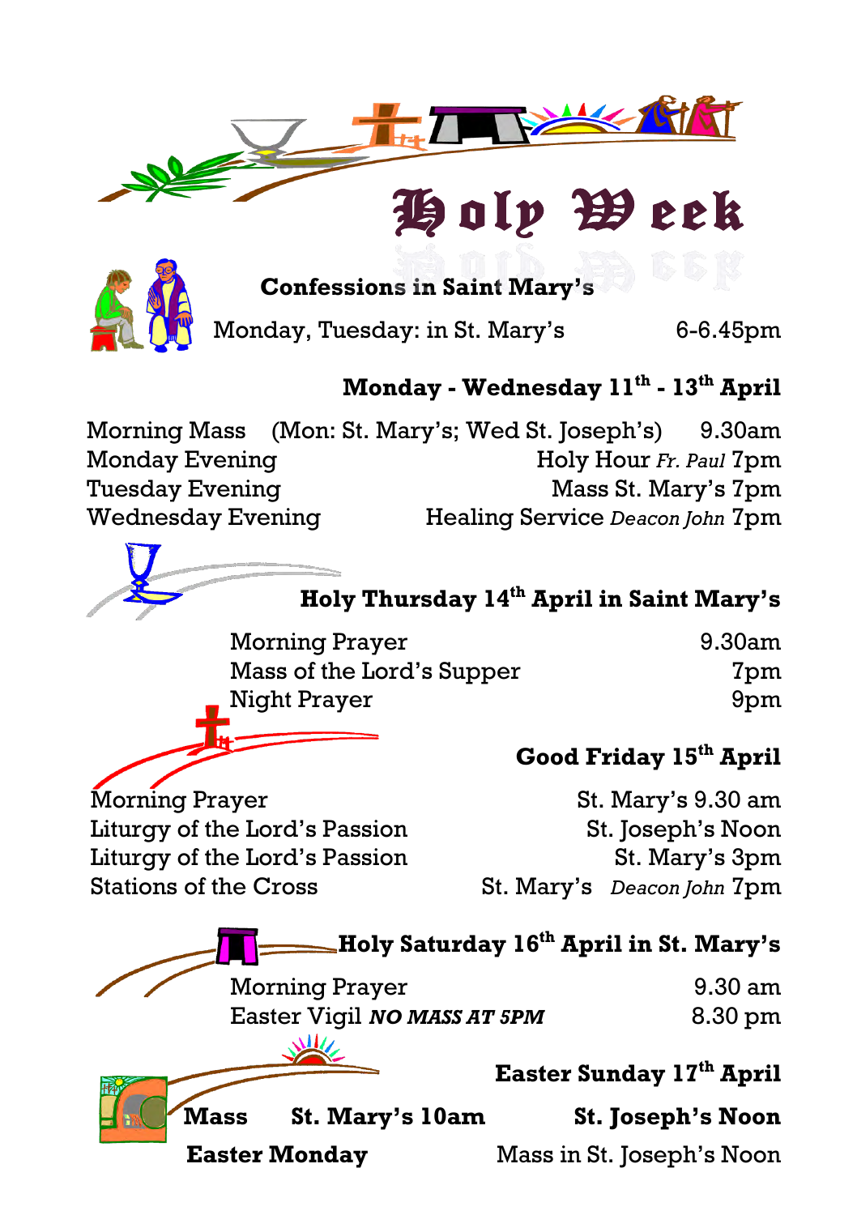# Holy Week

## Confessions in Saint Mary's

Monday, Tuesday: in St. Mary's 6-6.45pm

## Monday - Wednesday 11th - 13th April

Morning Mass (Mon: St. Mary's; Wed St. Joseph's) 9.30am
Monday Evening Holy Hour *Fr. Paul* 7pm
Tuesday Evening Mass St. Mary's 7pm
Wednesday Evening Healing Service *Deacon John* 7pm

## Holy Thursday 14th April in Saint Mary's

Morning Prayer 9.30am
Mass of the Lord's Supper 7pm
Night Prayer 9pm

## Good Friday 15th April

Morning Prayer St. Mary's 9.30 am
Liturgy of the Lord's Passion St. Joseph's Noon
Liturgy of the Lord's Passion St. Mary's 3pm
Stations of the Cross St. Mary's *Deacon John* 7pm

## Holy Saturday 16th April in St. Mary's

Morning Prayer 9.30 am
Easter Vigil ***NO MASS AT 5PM*** 8.30 pm

## Easter Sunday 17th April

**Mass St. Mary's 10am St. Joseph's Noon**

**Easter Monday** Mass in St. Joseph's Noon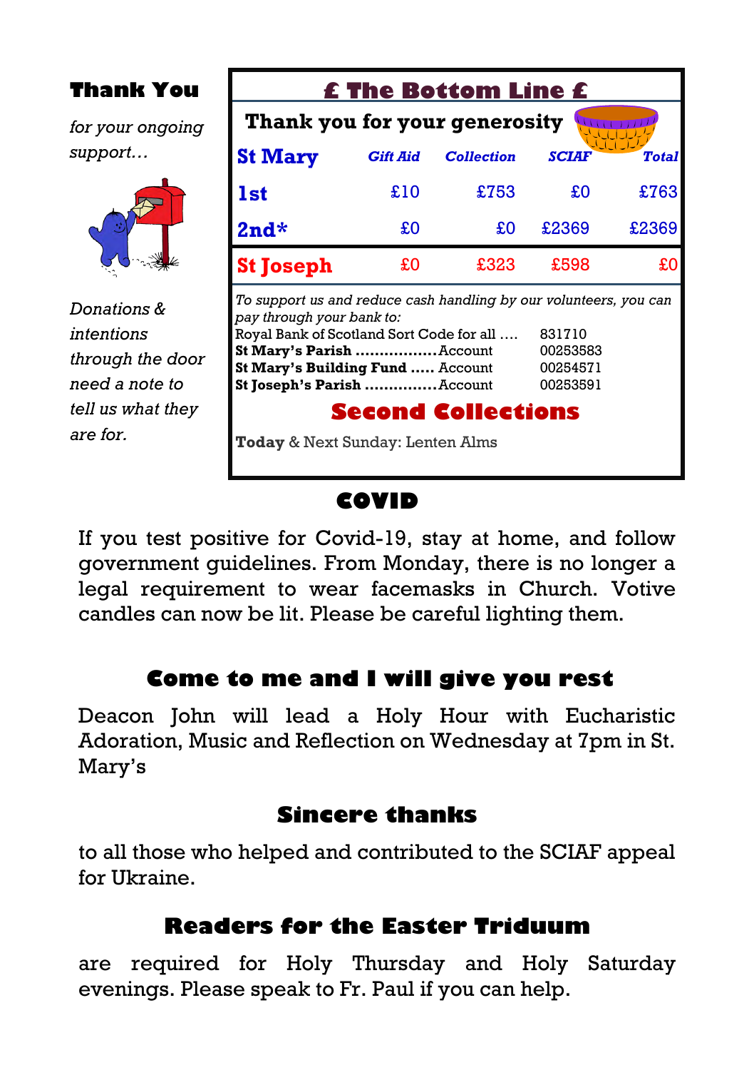## Thank You

*for your ongoing support…*

*Donations & intentions through the door need a note to tell us what they are for.*

## £ The Bottom Line £

**Thank you for your generosity**

| St Mary | Gift Aid | Collection | SCIAF | Total |
|---|---|---|---|---|
| **1st** | £10 | £753 | £0 | £763 |
| **2nd*** | £0 | £0 | £2369 | £2369 |
| **St Joseph** | £0 | £323 | £598 | £0 |

*To support us and reduce cash handling by our volunteers, you can pay through your bank to:*

Royal Bank of Scotland Sort Code for all …. 831710
**St Mary's Parish** ……………..Account 00253583
**St Mary's Building Fund** ….. Account 00254571
**St Joseph's Parish** ……………Account 00253591

### Second Collections

**Today** & Next Sunday: Lenten Alms

## COVID

If you test positive for Covid-19, stay at home, and follow government guidelines. From Monday, there is no longer a legal requirement to wear facemasks in Church. Votive candles can now be lit. Please be careful lighting them.

## Come to me and I will give you rest

Deacon John will lead a Holy Hour with Eucharistic Adoration, Music and Reflection on Wednesday at 7pm in St. Mary's

## Sincere thanks

to all those who helped and contributed to the SCIAF appeal for Ukraine.

## Readers for the Easter Triduum

are required for Holy Thursday and Holy Saturday evenings. Please speak to Fr. Paul if you can help.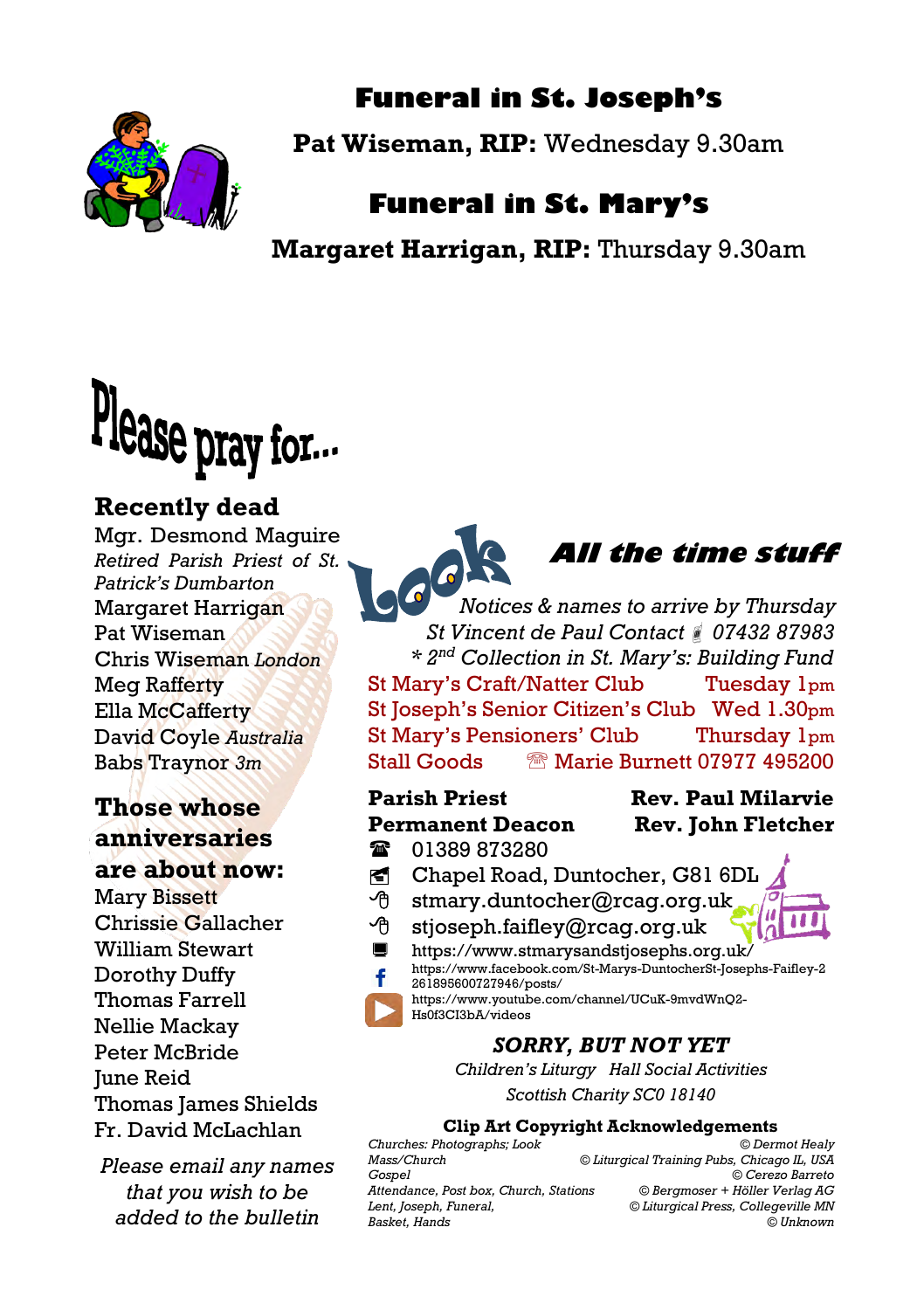## Funeral in St. Joseph's

**Pat Wiseman, RIP:** Wednesday 9.30am

## Funeral in St. Mary's

**Margaret Harrigan, RIP:** Thursday 9.30am

# Please pray for...

### Recently dead

Mgr. Desmond Maguire
*Retired Parish Priest of St. Patrick's Dumbarton*
Margaret Harrigan
Pat Wiseman
Chris Wiseman *London*
Meg Rafferty
Ella McCafferty
David Coyle *Australia*
Babs Traynor *3m*

### Those whose anniversaries are about now:

Mary Bissett
Chrissie Gallacher
William Stewart
Dorothy Duffy
Thomas Farrell
Nellie Mackay
Peter McBride
June Reid
Thomas James Shields
Fr. David McLachlan

*Please email any names that you wish to be added to the bulletin*

## Look — *All the time stuff*

*Notices & names to arrive by Thursday*
*St Vincent de Paul Contact 07432 87983*
*\* 2nd Collection in St. Mary's: Building Fund*

| | |
|---|---|
| St Mary's Craft/Natter Club | Tuesday 1pm |
| St Joseph's Senior Citizen's Club | Wed 1.30pm |
| St Mary's Pensioners' Club | Thursday 1pm |
| Stall Goods | Marie Burnett 07977 495200 |

**Parish Priest** — **Rev. Paul Milarvie**
**Permanent Deacon** — **Rev. John Fletcher**

01389 873280
Chapel Road, Duntocher, G81 6DL
stmary.duntocher@rcag.org.uk
stjoseph.faifley@rcag.org.uk
https://www.stmarysandstjosephs.org.uk/
https://www.facebook.com/St-Marys-DuntocherSt-Josephs-Faifley-2261895600727946/posts/
https://www.youtube.com/channel/UCuK-9mvdWnQ2-Hs0f3CI3bA/videos

### *SORRY, BUT NOT YET*

*Children's Liturgy   Hall Social Activities*

*Scottish Charity SC0 18140*

**Clip Art Copyright Acknowledgements**

| | |
|---|---|
| *Churches: Photographs; Look* | *© Dermot Healy* |
| *Mass/Church* | *© Liturgical Training Pubs, Chicago IL, USA* |
| *Gospel* | *© Cerezo Barreto* |
| *Attendance, Post box, Church, Stations* | *© Bergmoser + Höller Verlag AG* |
| *Lent, Joseph, Funeral,* | *© Liturgical Press, Collegeville MN* |
| *Basket, Hands* | *© Unknown* |